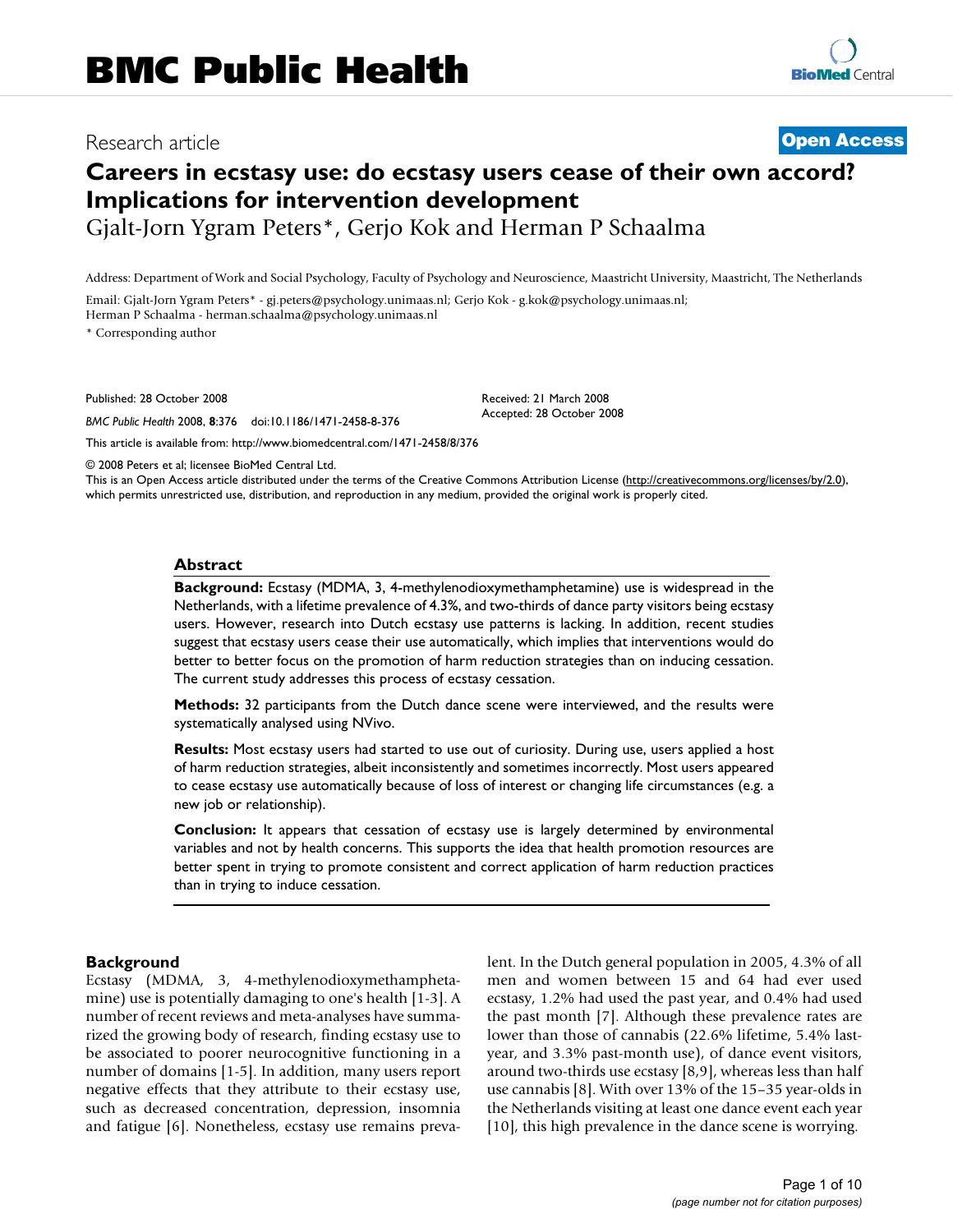# BMC Public Health

Research article **Open Access**

## Careers in ecstasy use: do ecstasy users cease of their own accord? Implications for intervention development

Gjalt-Jorn Ygram Peters*, Gerjo Kok and Herman P Schaalma

Address: Department of Work and Social Psychology, Faculty of Psychology and Neuroscience, Maastricht University, Maastricht, The Netherlands

Email: Gjalt-Jorn Ygram Peters* - gj.peters@psychology.unimaas.nl; Gerjo Kok - g.kok@psychology.unimaas.nl; Herman P Schaalma - herman.schaalma@psychology.unimaas.nl

* Corresponding author

Published: 28 October 2008

*BMC Public Health* 2008, **8**:376 doi:10.1186/1471-2458-8-376

Received: 21 March 2008
Accepted: 28 October 2008

This article is available from: http://www.biomedcentral.com/1471-2458/8/376

© 2008 Peters et al; licensee BioMed Central Ltd.

This is an Open Access article distributed under the terms of the Creative Commons Attribution License (http://creativecommons.org/licenses/by/2.0), which permits unrestricted use, distribution, and reproduction in any medium, provided the original work is properly cited.

### Abstract

**Background:** Ecstasy (MDMA, 3, 4-methylenodioxymethamphetamine) use is widespread in the Netherlands, with a lifetime prevalence of 4.3%, and two-thirds of dance party visitors being ecstasy users. However, research into Dutch ecstasy use patterns is lacking. In addition, recent studies suggest that ecstasy users cease their use automatically, which implies that interventions would do better to better focus on the promotion of harm reduction strategies than on inducing cessation. The current study addresses this process of ecstasy cessation.

**Methods:** 32 participants from the Dutch dance scene were interviewed, and the results were systematically analysed using NVivo.

**Results:** Most ecstasy users had started to use out of curiosity. During use, users applied a host of harm reduction strategies, albeit inconsistently and sometimes incorrectly. Most users appeared to cease ecstasy use automatically because of loss of interest or changing life circumstances (e.g. a new job or relationship).

**Conclusion:** It appears that cessation of ecstasy use is largely determined by environmental variables and not by health concerns. This supports the idea that health promotion resources are better spent in trying to promote consistent and correct application of harm reduction practices than in trying to induce cessation.

### Background

Ecstasy (MDMA, 3, 4-methylenodioxymethamphetamine) use is potentially damaging to one's health [1-3]. A number of recent reviews and meta-analyses have summarized the growing body of research, finding ecstasy use to be associated to poorer neurocognitive functioning in a number of domains [1-5]. In addition, many users report negative effects that they attribute to their ecstasy use, such as decreased concentration, depression, insomnia and fatigue [6]. Nonetheless, ecstasy use remains prevalent. In the Dutch general population in 2005, 4.3% of all men and women between 15 and 64 had ever used ecstasy, 1.2% had used the past year, and 0.4% had used the past month [7]. Although these prevalence rates are lower than those of cannabis (22.6% lifetime, 5.4% last-year, and 3.3% past-month use), of dance event visitors, around two-thirds use ecstasy [8,9], whereas less than half use cannabis [8]. With over 13% of the 15–35 year-olds in the Netherlands visiting at least one dance event each year [10], this high prevalence in the dance scene is worrying.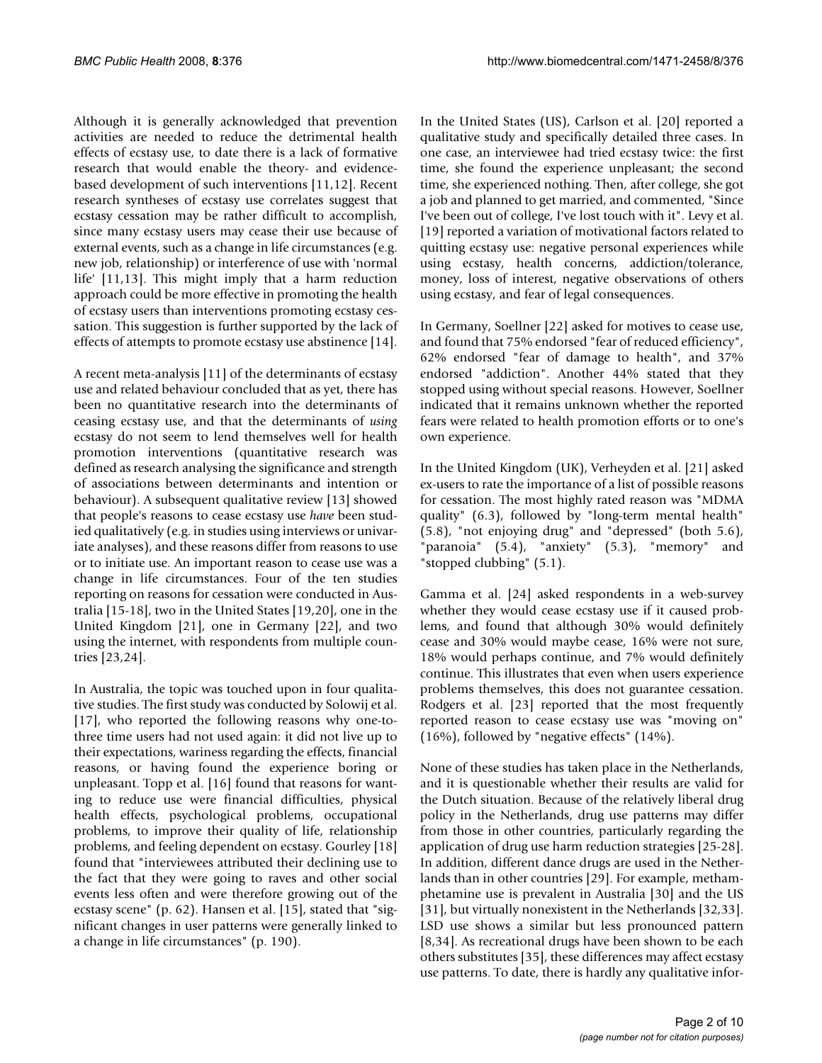Although it is generally acknowledged that prevention activities are needed to reduce the detrimental health effects of ecstasy use, to date there is a lack of formative research that would enable the theory- and evidence-based development of such interventions [11,12]. Recent research syntheses of ecstasy use correlates suggest that ecstasy cessation may be rather difficult to accomplish, since many ecstasy users may cease their use because of external events, such as a change in life circumstances (e.g. new job, relationship) or interference of use with 'normal life' [11,13]. This might imply that a harm reduction approach could be more effective in promoting the health of ecstasy users than interventions promoting ecstasy cessation. This suggestion is further supported by the lack of effects of attempts to promote ecstasy use abstinence [14].

A recent meta-analysis [11] of the determinants of ecstasy use and related behaviour concluded that as yet, there has been no quantitative research into the determinants of ceasing ecstasy use, and that the determinants of *using* ecstasy do not seem to lend themselves well for health promotion interventions (quantitative research was defined as research analysing the significance and strength of associations between determinants and intention or behaviour). A subsequent qualitative review [13] showed that people's reasons to cease ecstasy use *have* been studied qualitatively (e.g. in studies using interviews or univariate analyses), and these reasons differ from reasons to use or to initiate use. An important reason to cease use was a change in life circumstances. Four of the ten studies reporting on reasons for cessation were conducted in Australia [15-18], two in the United States [19,20], one in the United Kingdom [21], one in Germany [22], and two using the internet, with respondents from multiple countries [23,24].

In Australia, the topic was touched upon in four qualitative studies. The first study was conducted by Solowij et al. [17], who reported the following reasons why one-to-three time users had not used again: it did not live up to their expectations, wariness regarding the effects, financial reasons, or having found the experience boring or unpleasant. Topp et al. [16] found that reasons for wanting to reduce use were financial difficulties, physical health effects, psychological problems, occupational problems, to improve their quality of life, relationship problems, and feeling dependent on ecstasy. Gourley [18] found that "interviewees attributed their declining use to the fact that they were going to raves and other social events less often and were therefore growing out of the ecstasy scene" (p. 62). Hansen et al. [15], stated that "significant changes in user patterns were generally linked to a change in life circumstances" (p. 190).

In the United States (US), Carlson et al. [20] reported a qualitative study and specifically detailed three cases. In one case, an interviewee had tried ecstasy twice: the first time, she found the experience unpleasant; the second time, she experienced nothing. Then, after college, she got a job and planned to get married, and commented, "Since I've been out of college, I've lost touch with it". Levy et al. [19] reported a variation of motivational factors related to quitting ecstasy use: negative personal experiences while using ecstasy, health concerns, addiction/tolerance, money, loss of interest, negative observations of others using ecstasy, and fear of legal consequences.

In Germany, Soellner [22] asked for motives to cease use, and found that 75% endorsed "fear of reduced efficiency", 62% endorsed "fear of damage to health", and 37% endorsed "addiction". Another 44% stated that they stopped using without special reasons. However, Soellner indicated that it remains unknown whether the reported fears were related to health promotion efforts or to one's own experience.

In the United Kingdom (UK), Verheyden et al. [21] asked ex-users to rate the importance of a list of possible reasons for cessation. The most highly rated reason was "MDMA quality" (6.3), followed by "long-term mental health" (5.8), "not enjoying drug" and "depressed" (both 5.6), "paranoia" (5.4), "anxiety" (5.3), "memory" and "stopped clubbing" (5.1).

Gamma et al. [24] asked respondents in a web-survey whether they would cease ecstasy use if it caused problems, and found that although 30% would definitely cease and 30% would maybe cease, 16% were not sure, 18% would perhaps continue, and 7% would definitely continue. This illustrates that even when users experience problems themselves, this does not guarantee cessation. Rodgers et al. [23] reported that the most frequently reported reason to cease ecstasy use was "moving on" (16%), followed by "negative effects" (14%).

None of these studies has taken place in the Netherlands, and it is questionable whether their results are valid for the Dutch situation. Because of the relatively liberal drug policy in the Netherlands, drug use patterns may differ from those in other countries, particularly regarding the application of drug use harm reduction strategies [25-28]. In addition, different dance drugs are used in the Netherlands than in other countries [29]. For example, methamphetamine use is prevalent in Australia [30] and the US [31], but virtually nonexistent in the Netherlands [32,33]. LSD use shows a similar but less pronounced pattern [8,34]. As recreational drugs have been shown to be each others substitutes [35], these differences may affect ecstasy use patterns. To date, there is hardly any qualitative infor-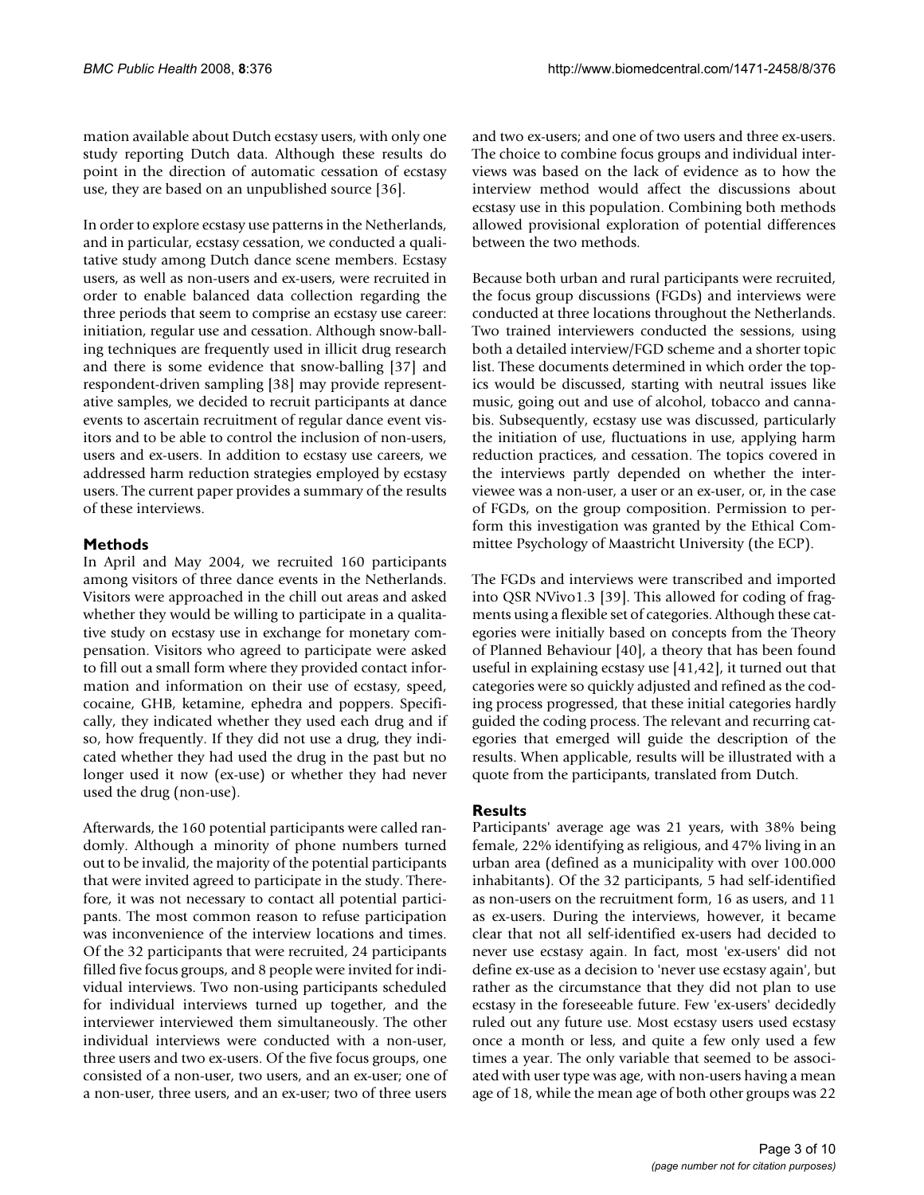mation available about Dutch ecstasy users, with only one study reporting Dutch data. Although these results do point in the direction of automatic cessation of ecstasy use, they are based on an unpublished source [36].

In order to explore ecstasy use patterns in the Netherlands, and in particular, ecstasy cessation, we conducted a qualitative study among Dutch dance scene members. Ecstasy users, as well as non-users and ex-users, were recruited in order to enable balanced data collection regarding the three periods that seem to comprise an ecstasy use career: initiation, regular use and cessation. Although snow-balling techniques are frequently used in illicit drug research and there is some evidence that snow-balling [37] and respondent-driven sampling [38] may provide representative samples, we decided to recruit participants at dance events to ascertain recruitment of regular dance event visitors and to be able to control the inclusion of non-users, users and ex-users. In addition to ecstasy use careers, we addressed harm reduction strategies employed by ecstasy users. The current paper provides a summary of the results of these interviews.

## Methods

In April and May 2004, we recruited 160 participants among visitors of three dance events in the Netherlands. Visitors were approached in the chill out areas and asked whether they would be willing to participate in a qualitative study on ecstasy use in exchange for monetary compensation. Visitors who agreed to participate were asked to fill out a small form where they provided contact information and information on their use of ecstasy, speed, cocaine, GHB, ketamine, ephedra and poppers. Specifically, they indicated whether they used each drug and if so, how frequently. If they did not use a drug, they indicated whether they had used the drug in the past but no longer used it now (ex-use) or whether they had never used the drug (non-use).

Afterwards, the 160 potential participants were called randomly. Although a minority of phone numbers turned out to be invalid, the majority of the potential participants that were invited agreed to participate in the study. Therefore, it was not necessary to contact all potential participants. The most common reason to refuse participation was inconvenience of the interview locations and times. Of the 32 participants that were recruited, 24 participants filled five focus groups, and 8 people were invited for individual interviews. Two non-using participants scheduled for individual interviews turned up together, and the interviewer interviewed them simultaneously. The other individual interviews were conducted with a non-user, three users and two ex-users. Of the five focus groups, one consisted of a non-user, two users, and an ex-user; one of a non-user, three users, and an ex-user; two of three users and two ex-users; and one of two users and three ex-users. The choice to combine focus groups and individual interviews was based on the lack of evidence as to how the interview method would affect the discussions about ecstasy use in this population. Combining both methods allowed provisional exploration of potential differences between the two methods.

Because both urban and rural participants were recruited, the focus group discussions (FGDs) and interviews were conducted at three locations throughout the Netherlands. Two trained interviewers conducted the sessions, using both a detailed interview/FGD scheme and a shorter topic list. These documents determined in which order the topics would be discussed, starting with neutral issues like music, going out and use of alcohol, tobacco and cannabis. Subsequently, ecstasy use was discussed, particularly the initiation of use, fluctuations in use, applying harm reduction practices, and cessation. The topics covered in the interviews partly depended on whether the interviewee was a non-user, a user or an ex-user, or, in the case of FGDs, on the group composition. Permission to perform this investigation was granted by the Ethical Committee Psychology of Maastricht University (the ECP).

The FGDs and interviews were transcribed and imported into QSR NVivo1.3 [39]. This allowed for coding of fragments using a flexible set of categories. Although these categories were initially based on concepts from the Theory of Planned Behaviour [40], a theory that has been found useful in explaining ecstasy use [41,42], it turned out that categories were so quickly adjusted and refined as the coding process progressed, that these initial categories hardly guided the coding process. The relevant and recurring categories that emerged will guide the description of the results. When applicable, results will be illustrated with a quote from the participants, translated from Dutch.

## Results

Participants' average age was 21 years, with 38% being female, 22% identifying as religious, and 47% living in an urban area (defined as a municipality with over 100.000 inhabitants). Of the 32 participants, 5 had self-identified as non-users on the recruitment form, 16 as users, and 11 as ex-users. During the interviews, however, it became clear that not all self-identified ex-users had decided to never use ecstasy again. In fact, most 'ex-users' did not define ex-use as a decision to 'never use ecstasy again', but rather as the circumstance that they did not plan to use ecstasy in the foreseeable future. Few 'ex-users' decidedly ruled out any future use. Most ecstasy users used ecstasy once a month or less, and quite a few only used a few times a year. The only variable that seemed to be associated with user type was age, with non-users having a mean age of 18, while the mean age of both other groups was 22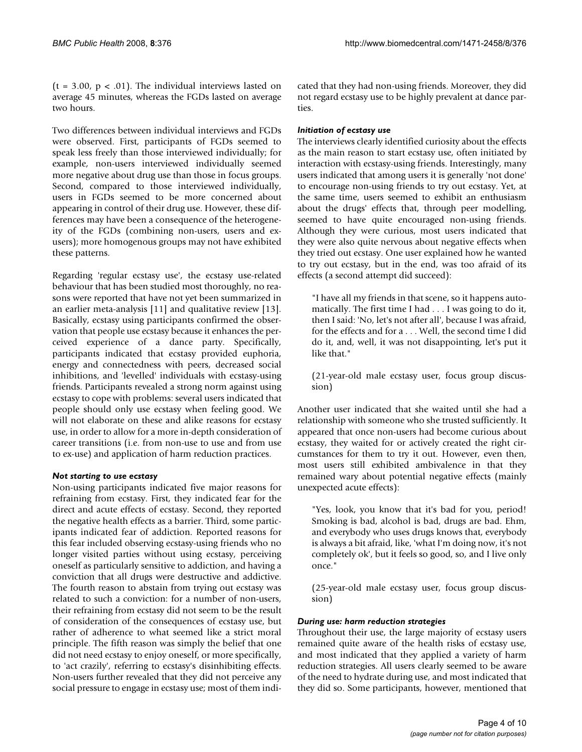($t = 3.00$, $p < .01$). The individual interviews lasted on average 45 minutes, whereas the FGDs lasted on average two hours.

Two differences between individual interviews and FGDs were observed. First, participants of FGDs seemed to speak less freely than those interviewed individually; for example, non-users interviewed individually seemed more negative about drug use than those in focus groups. Second, compared to those interviewed individually, users in FGDs seemed to be more concerned about appearing in control of their drug use. However, these differences may have been a consequence of the heterogeneity of the FGDs (combining non-users, users and ex-users); more homogenous groups may not have exhibited these patterns.

Regarding 'regular ecstasy use', the ecstasy use-related behaviour that has been studied most thoroughly, no reasons were reported that have not yet been summarized in an earlier meta-analysis [11] and qualitative review [13]. Basically, ecstasy using participants confirmed the observation that people use ecstasy because it enhances the perceived experience of a dance party. Specifically, participants indicated that ecstasy provided euphoria, energy and connectedness with peers, decreased social inhibitions, and 'levelled' individuals with ecstasy-using friends. Participants revealed a strong norm against using ecstasy to cope with problems: several users indicated that people should only use ecstasy when feeling good. We will not elaborate on these and alike reasons for ecstasy use, in order to allow for a more in-depth consideration of career transitions (i.e. from non-use to use and from use to ex-use) and application of harm reduction practices.

### *Not starting to use ecstasy*

Non-using participants indicated five major reasons for refraining from ecstasy. First, they indicated fear for the direct and acute effects of ecstasy. Second, they reported the negative health effects as a barrier. Third, some participants indicated fear of addiction. Reported reasons for this fear included observing ecstasy-using friends who no longer visited parties without using ecstasy, perceiving oneself as particularly sensitive to addiction, and having a conviction that all drugs were destructive and addictive. The fourth reason to abstain from trying out ecstasy was related to such a conviction: for a number of non-users, their refraining from ecstasy did not seem to be the result of consideration of the consequences of ecstasy use, but rather of adherence to what seemed like a strict moral principle. The fifth reason was simply the belief that one did not need ecstasy to enjoy oneself, or more specifically, to 'act crazily', referring to ecstasy's disinhibiting effects. Non-users further revealed that they did not perceive any social pressure to engage in ecstasy use; most of them indicated that they had non-using friends. Moreover, they did not regard ecstasy use to be highly prevalent at dance parties.

### *Initiation of ecstasy use*

The interviews clearly identified curiosity about the effects as the main reason to start ecstasy use, often initiated by interaction with ecstasy-using friends. Interestingly, many users indicated that among users it is generally 'not done' to encourage non-using friends to try out ecstasy. Yet, at the same time, users seemed to exhibit an enthusiasm about the drugs' effects that, through peer modelling, seemed to have quite encouraged non-using friends. Although they were curious, most users indicated that they were also quite nervous about negative effects when they tried out ecstasy. One user explained how he wanted to try out ecstasy, but in the end, was too afraid of its effects (a second attempt did succeed):

> "I have all my friends in that scene, so it happens automatically. The first time I had . . . I was going to do it, then I said: 'No, let's not after all', because I was afraid, for the effects and for a . . . Well, the second time I did do it, and, well, it was not disappointing, let's put it like that."
>
> (21-year-old male ecstasy user, focus group discussion)

Another user indicated that she waited until she had a relationship with someone who she trusted sufficiently. It appeared that once non-users had become curious about ecstasy, they waited for or actively created the right circumstances for them to try it out. However, even then, most users still exhibited ambivalence in that they remained wary about potential negative effects (mainly unexpected acute effects):

> "Yes, look, you know that it's bad for you, period! Smoking is bad, alcohol is bad, drugs are bad. Ehm, and everybody who uses drugs knows that, everybody is always a bit afraid, like, 'what I'm doing now, it's not completely ok', but it feels so good, so, and I live only once."
>
> (25-year-old male ecstasy user, focus group discussion)

### *During use: harm reduction strategies*

Throughout their use, the large majority of ecstasy users remained quite aware of the health risks of ecstasy use, and most indicated that they applied a variety of harm reduction strategies. All users clearly seemed to be aware of the need to hydrate during use, and most indicated that they did so. Some participants, however, mentioned that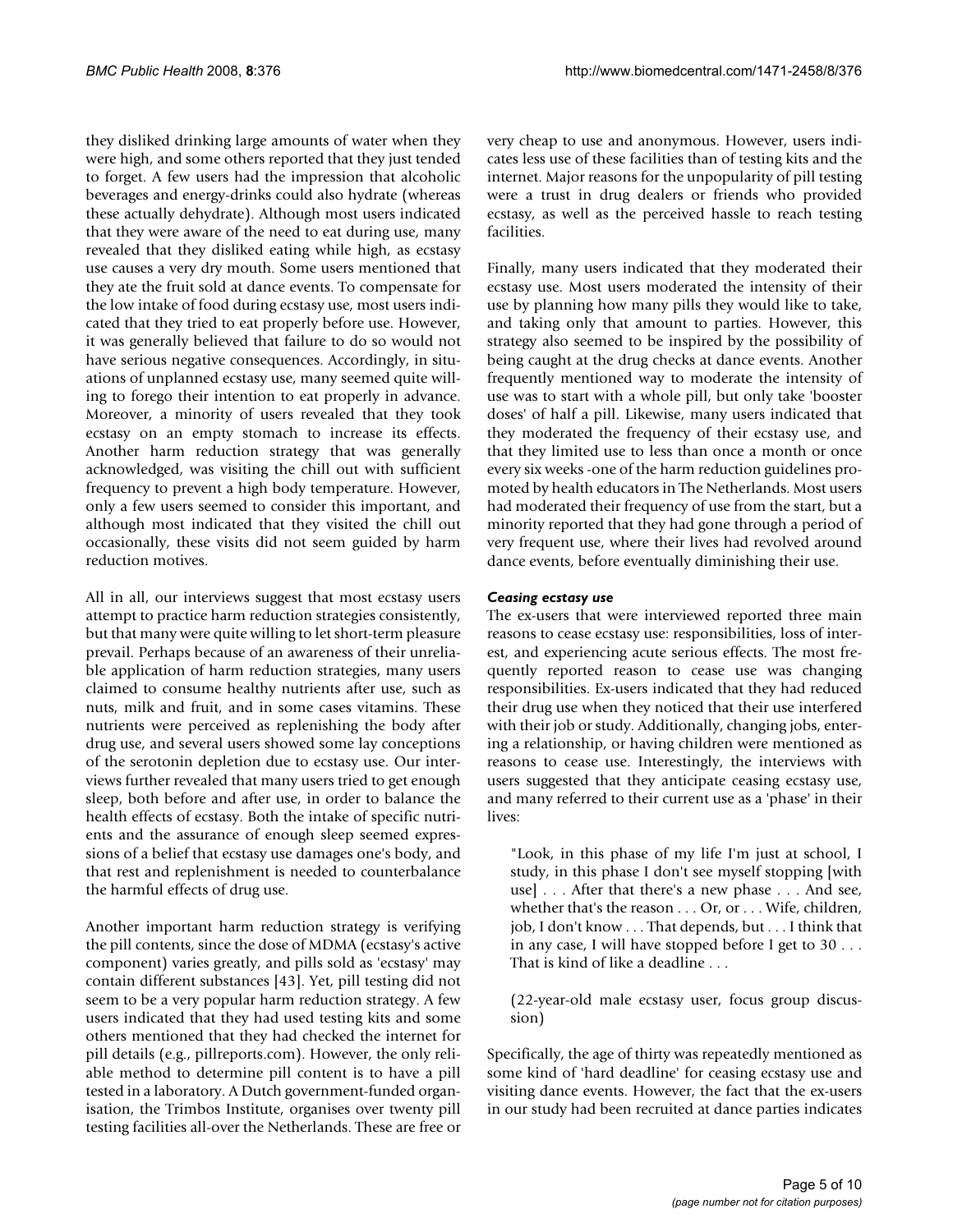they disliked drinking large amounts of water when they were high, and some others reported that they just tended to forget. A few users had the impression that alcoholic beverages and energy-drinks could also hydrate (whereas these actually dehydrate). Although most users indicated that they were aware of the need to eat during use, many revealed that they disliked eating while high, as ecstasy use causes a very dry mouth. Some users mentioned that they ate the fruit sold at dance events. To compensate for the low intake of food during ecstasy use, most users indicated that they tried to eat properly before use. However, it was generally believed that failure to do so would not have serious negative consequences. Accordingly, in situations of unplanned ecstasy use, many seemed quite willing to forego their intention to eat properly in advance. Moreover, a minority of users revealed that they took ecstasy on an empty stomach to increase its effects. Another harm reduction strategy that was generally acknowledged, was visiting the chill out with sufficient frequency to prevent a high body temperature. However, only a few users seemed to consider this important, and although most indicated that they visited the chill out occasionally, these visits did not seem guided by harm reduction motives.

All in all, our interviews suggest that most ecstasy users attempt to practice harm reduction strategies consistently, but that many were quite willing to let short-term pleasure prevail. Perhaps because of an awareness of their unreliable application of harm reduction strategies, many users claimed to consume healthy nutrients after use, such as nuts, milk and fruit, and in some cases vitamins. These nutrients were perceived as replenishing the body after drug use, and several users showed some lay conceptions of the serotonin depletion due to ecstasy use. Our interviews further revealed that many users tried to get enough sleep, both before and after use, in order to balance the health effects of ecstasy. Both the intake of specific nutrients and the assurance of enough sleep seemed expressions of a belief that ecstasy use damages one's body, and that rest and replenishment is needed to counterbalance the harmful effects of drug use.

Another important harm reduction strategy is verifying the pill contents, since the dose of MDMA (ecstasy's active component) varies greatly, and pills sold as 'ecstasy' may contain different substances [43]. Yet, pill testing did not seem to be a very popular harm reduction strategy. A few users indicated that they had used testing kits and some others mentioned that they had checked the internet for pill details (e.g., pillreports.com). However, the only reliable method to determine pill content is to have a pill tested in a laboratory. A Dutch government-funded organisation, the Trimbos Institute, organises over twenty pill testing facilities all-over the Netherlands. These are free or very cheap to use and anonymous. However, users indicates less use of these facilities than of testing kits and the internet. Major reasons for the unpopularity of pill testing were a trust in drug dealers or friends who provided ecstasy, as well as the perceived hassle to reach testing facilities.

Finally, many users indicated that they moderated their ecstasy use. Most users moderated the intensity of their use by planning how many pills they would like to take, and taking only that amount to parties. However, this strategy also seemed to be inspired by the possibility of being caught at the drug checks at dance events. Another frequently mentioned way to moderate the intensity of use was to start with a whole pill, but only take 'booster doses' of half a pill. Likewise, many users indicated that they moderated the frequency of their ecstasy use, and that they limited use to less than once a month or once every six weeks -one of the harm reduction guidelines promoted by health educators in The Netherlands. Most users had moderated their frequency of use from the start, but a minority reported that they had gone through a period of very frequent use, where their lives had revolved around dance events, before eventually diminishing their use.

### *Ceasing ecstasy use*

The ex-users that were interviewed reported three main reasons to cease ecstasy use: responsibilities, loss of interest, and experiencing acute serious effects. The most frequently reported reason to cease use was changing responsibilities. Ex-users indicated that they had reduced their drug use when they noticed that their use interfered with their job or study. Additionally, changing jobs, entering a relationship, or having children were mentioned as reasons to cease use. Interestingly, the interviews with users suggested that they anticipate ceasing ecstasy use, and many referred to their current use as a 'phase' in their lives:

> "Look, in this phase of my life I'm just at school, I study, in this phase I don't see myself stopping [with use] . . . After that there's a new phase . . . And see, whether that's the reason . . . Or, or . . . Wife, children, job, I don't know . . . That depends, but . . . I think that in any case, I will have stopped before I get to 30 . . . That is kind of like a deadline . . .
>
> (22-year-old male ecstasy user, focus group discussion)

Specifically, the age of thirty was repeatedly mentioned as some kind of 'hard deadline' for ceasing ecstasy use and visiting dance events. However, the fact that the ex-users in our study had been recruited at dance parties indicates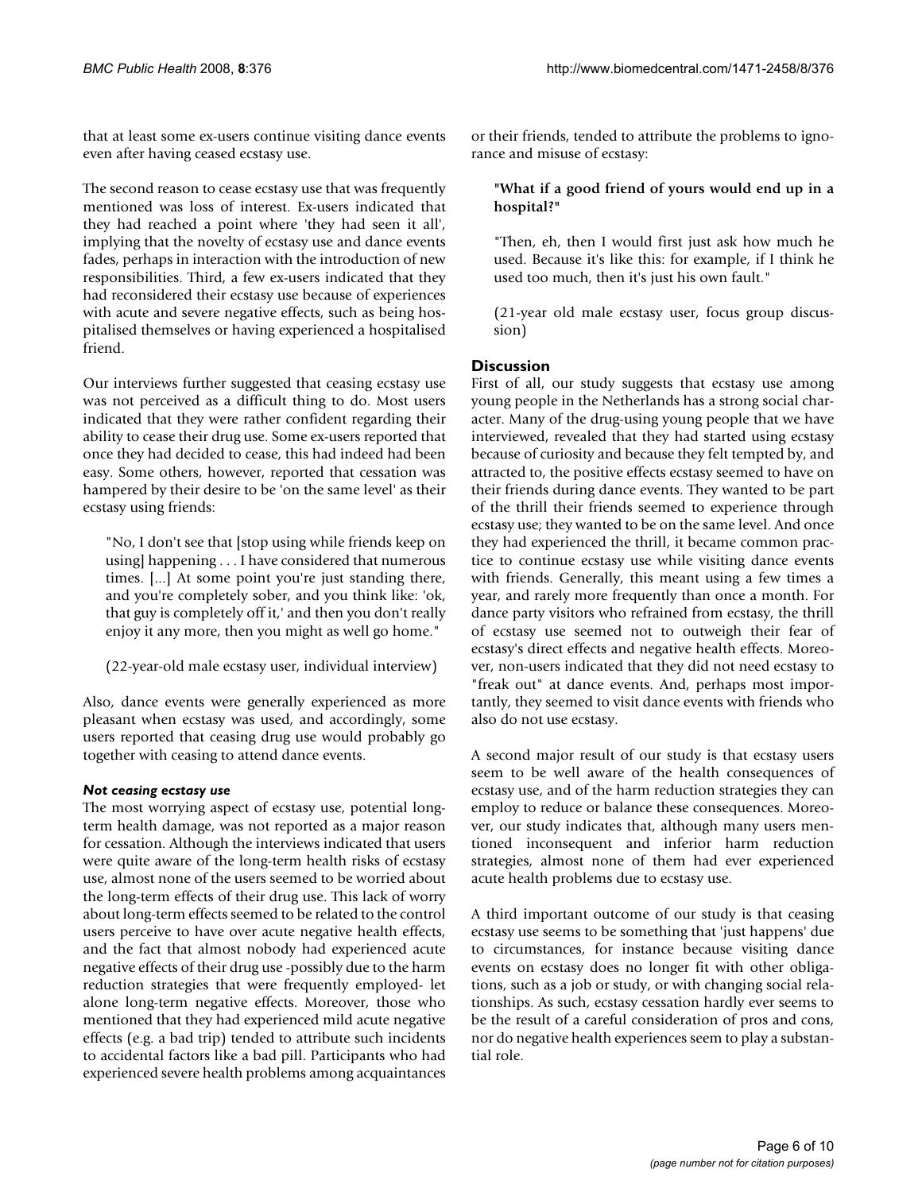that at least some ex-users continue visiting dance events even after having ceased ecstasy use.

The second reason to cease ecstasy use that was frequently mentioned was loss of interest. Ex-users indicated that they had reached a point where 'they had seen it all', implying that the novelty of ecstasy use and dance events fades, perhaps in interaction with the introduction of new responsibilities. Third, a few ex-users indicated that they had reconsidered their ecstasy use because of experiences with acute and severe negative effects, such as being hospitalised themselves or having experienced a hospitalised friend.

Our interviews further suggested that ceasing ecstasy use was not perceived as a difficult thing to do. Most users indicated that they were rather confident regarding their ability to cease their drug use. Some ex-users reported that once they had decided to cease, this had indeed had been easy. Some others, however, reported that cessation was hampered by their desire to be 'on the same level' as their ecstasy using friends:

> "No, I don't see that [stop using while friends keep on using] happening . . . I have considered that numerous times. [...] At some point you're just standing there, and you're completely sober, and you think like: 'ok, that guy is completely off it,' and then you don't really enjoy it any more, then you might as well go home."
>
> (22-year-old male ecstasy user, individual interview)

Also, dance events were generally experienced as more pleasant when ecstasy was used, and accordingly, some users reported that ceasing drug use would probably go together with ceasing to attend dance events.

### *Not ceasing ecstasy use*

The most worrying aspect of ecstasy use, potential long-term health damage, was not reported as a major reason for cessation. Although the interviews indicated that users were quite aware of the long-term health risks of ecstasy use, almost none of the users seemed to be worried about the long-term effects of their drug use. This lack of worry about long-term effects seemed to be related to the control users perceive to have over acute negative health effects, and the fact that almost nobody had experienced acute negative effects of their drug use -possibly due to the harm reduction strategies that were frequently employed- let alone long-term negative effects. Moreover, those who mentioned that they had experienced mild acute negative effects (e.g. a bad trip) tended to attribute such incidents to accidental factors like a bad pill. Participants who had experienced severe health problems among acquaintances or their friends, tended to attribute the problems to ignorance and misuse of ecstasy:

> **"What if a good friend of yours would end up in a hospital?"**
>
> "Then, eh, then I would first just ask how much he used. Because it's like this: for example, if I think he used too much, then it's just his own fault."
>
> (21-year old male ecstasy user, focus group discussion)

## Discussion

First of all, our study suggests that ecstasy use among young people in the Netherlands has a strong social character. Many of the drug-using young people that we have interviewed, revealed that they had started using ecstasy because of curiosity and because they felt tempted by, and attracted to, the positive effects ecstasy seemed to have on their friends during dance events. They wanted to be part of the thrill their friends seemed to experience through ecstasy use; they wanted to be on the same level. And once they had experienced the thrill, it became common practice to continue ecstasy use while visiting dance events with friends. Generally, this meant using a few times a year, and rarely more frequently than once a month. For dance party visitors who refrained from ecstasy, the thrill of ecstasy use seemed not to outweigh their fear of ecstasy's direct effects and negative health effects. Moreover, non-users indicated that they did not need ecstasy to "freak out" at dance events. And, perhaps most importantly, they seemed to visit dance events with friends who also do not use ecstasy.

A second major result of our study is that ecstasy users seem to be well aware of the health consequences of ecstasy use, and of the harm reduction strategies they can employ to reduce or balance these consequences. Moreover, our study indicates that, although many users mentioned inconsequent and inferior harm reduction strategies, almost none of them had ever experienced acute health problems due to ecstasy use.

A third important outcome of our study is that ceasing ecstasy use seems to be something that 'just happens' due to circumstances, for instance because visiting dance events on ecstasy does no longer fit with other obligations, such as a job or study, or with changing social relationships. As such, ecstasy cessation hardly ever seems to be the result of a careful consideration of pros and cons, nor do negative health experiences seem to play a substantial role.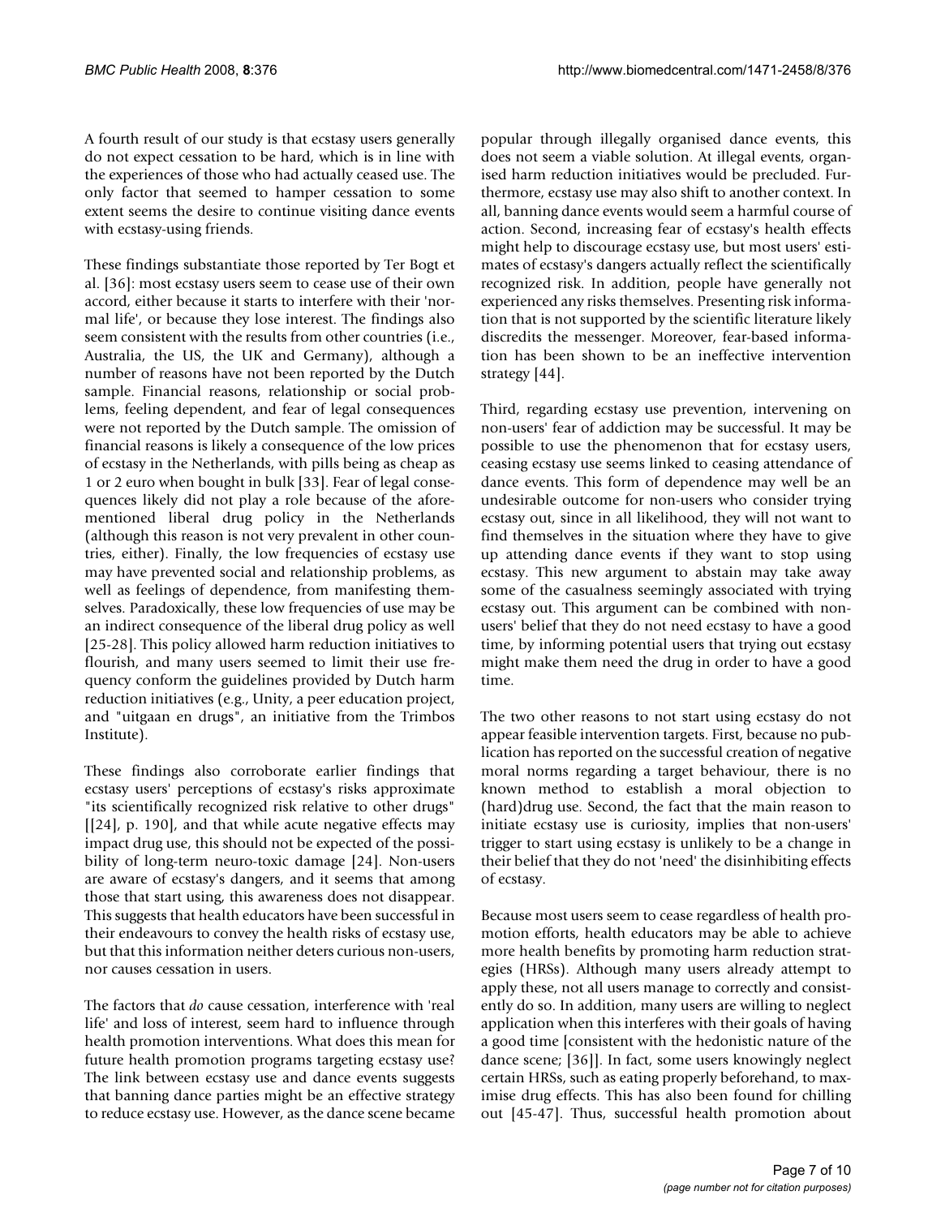A fourth result of our study is that ecstasy users generally do not expect cessation to be hard, which is in line with the experiences of those who had actually ceased use. The only factor that seemed to hamper cessation to some extent seems the desire to continue visiting dance events with ecstasy-using friends.

These findings substantiate those reported by Ter Bogt et al. [36]: most ecstasy users seem to cease use of their own accord, either because it starts to interfere with their 'normal life', or because they lose interest. The findings also seem consistent with the results from other countries (i.e., Australia, the US, the UK and Germany), although a number of reasons have not been reported by the Dutch sample. Financial reasons, relationship or social problems, feeling dependent, and fear of legal consequences were not reported by the Dutch sample. The omission of financial reasons is likely a consequence of the low prices of ecstasy in the Netherlands, with pills being as cheap as 1 or 2 euro when bought in bulk [33]. Fear of legal consequences likely did not play a role because of the aforementioned liberal drug policy in the Netherlands (although this reason is not very prevalent in other countries, either). Finally, the low frequencies of ecstasy use may have prevented social and relationship problems, as well as feelings of dependence, from manifesting themselves. Paradoxically, these low frequencies of use may be an indirect consequence of the liberal drug policy as well [25-28]. This policy allowed harm reduction initiatives to flourish, and many users seemed to limit their use frequency conform the guidelines provided by Dutch harm reduction initiatives (e.g., Unity, a peer education project, and "uitgaan en drugs", an initiative from the Trimbos Institute).

These findings also corroborate earlier findings that ecstasy users' perceptions of ecstasy's risks approximate "its scientifically recognized risk relative to other drugs" [[24], p. 190], and that while acute negative effects may impact drug use, this should not be expected of the possibility of long-term neuro-toxic damage [24]. Non-users are aware of ecstasy's dangers, and it seems that among those that start using, this awareness does not disappear. This suggests that health educators have been successful in their endeavours to convey the health risks of ecstasy use, but that this information neither deters curious non-users, nor causes cessation in users.

The factors that *do* cause cessation, interference with 'real life' and loss of interest, seem hard to influence through health promotion interventions. What does this mean for future health promotion programs targeting ecstasy use? The link between ecstasy use and dance events suggests that banning dance parties might be an effective strategy to reduce ecstasy use. However, as the dance scene became popular through illegally organised dance events, this does not seem a viable solution. At illegal events, organised harm reduction initiatives would be precluded. Furthermore, ecstasy use may also shift to another context. In all, banning dance events would seem a harmful course of action. Second, increasing fear of ecstasy's health effects might help to discourage ecstasy use, but most users' estimates of ecstasy's dangers actually reflect the scientifically recognized risk. In addition, people have generally not experienced any risks themselves. Presenting risk information that is not supported by the scientific literature likely discredits the messenger. Moreover, fear-based information has been shown to be an ineffective intervention strategy [44].

Third, regarding ecstasy use prevention, intervening on non-users' fear of addiction may be successful. It may be possible to use the phenomenon that for ecstasy users, ceasing ecstasy use seems linked to ceasing attendance of dance events. This form of dependence may well be an undesirable outcome for non-users who consider trying ecstasy out, since in all likelihood, they will not want to find themselves in the situation where they have to give up attending dance events if they want to stop using ecstasy. This new argument to abstain may take away some of the casualness seemingly associated with trying ecstasy out. This argument can be combined with non-users' belief that they do not need ecstasy to have a good time, by informing potential users that trying out ecstasy might make them need the drug in order to have a good time.

The two other reasons to not start using ecstasy do not appear feasible intervention targets. First, because no publication has reported on the successful creation of negative moral norms regarding a target behaviour, there is no known method to establish a moral objection to (hard)drug use. Second, the fact that the main reason to initiate ecstasy use is curiosity, implies that non-users' trigger to start using ecstasy is unlikely to be a change in their belief that they do not 'need' the disinhibiting effects of ecstasy.

Because most users seem to cease regardless of health promotion efforts, health educators may be able to achieve more health benefits by promoting harm reduction strategies (HRSs). Although many users already attempt to apply these, not all users manage to correctly and consistently do so. In addition, many users are willing to neglect application when this interferes with their goals of having a good time [consistent with the hedonistic nature of the dance scene; [36]]. In fact, some users knowingly neglect certain HRSs, such as eating properly beforehand, to maximise drug effects. This has also been found for chilling out [45-47]. Thus, successful health promotion about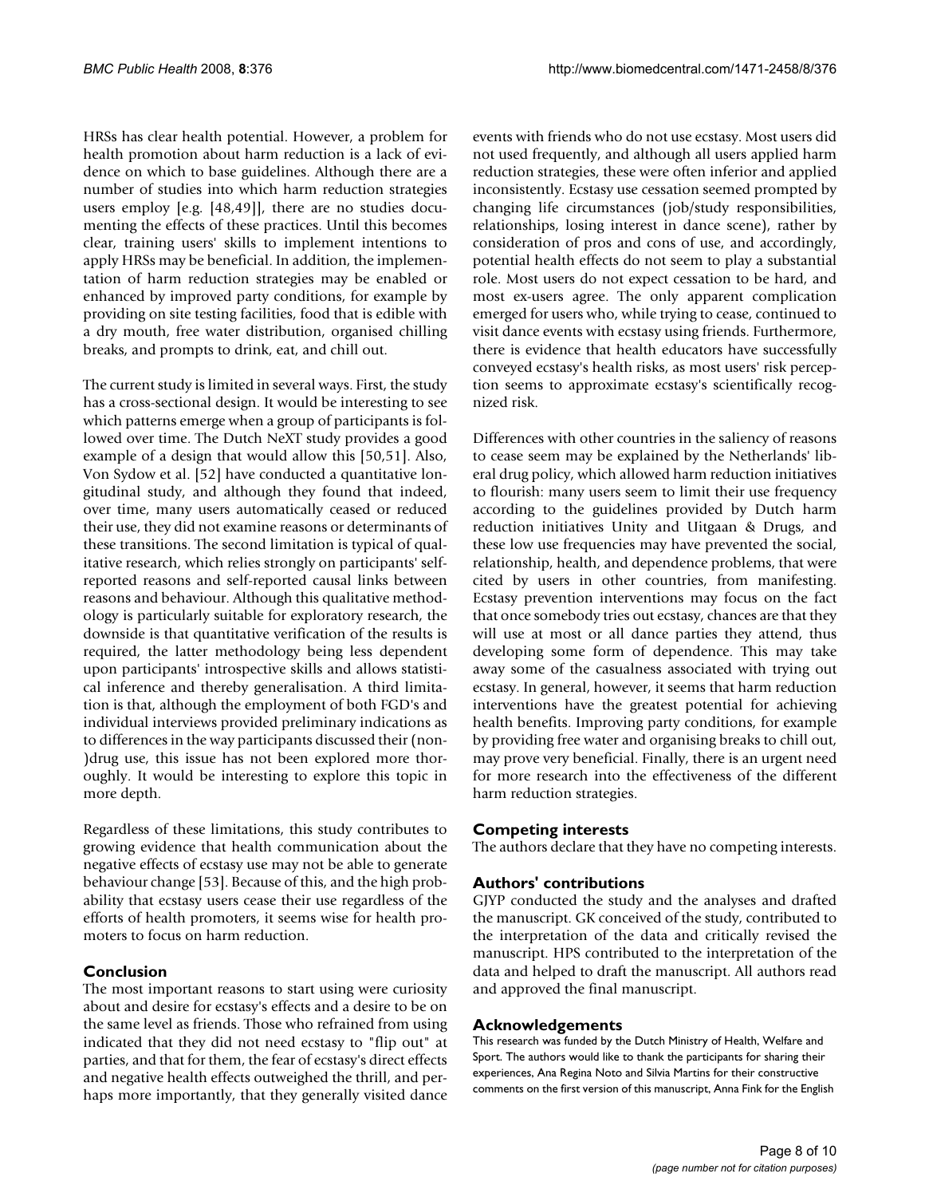HRSs has clear health potential. However, a problem for health promotion about harm reduction is a lack of evidence on which to base guidelines. Although there are a number of studies into which harm reduction strategies users employ [e.g. [48,49]], there are no studies documenting the effects of these practices. Until this becomes clear, training users' skills to implement intentions to apply HRSs may be beneficial. In addition, the implementation of harm reduction strategies may be enabled or enhanced by improved party conditions, for example by providing on site testing facilities, food that is edible with a dry mouth, free water distribution, organised chilling breaks, and prompts to drink, eat, and chill out.

The current study is limited in several ways. First, the study has a cross-sectional design. It would be interesting to see which patterns emerge when a group of participants is followed over time. The Dutch NeXT study provides a good example of a design that would allow this [50,51]. Also, Von Sydow et al. [52] have conducted a quantitative longitudinal study, and although they found that indeed, over time, many users automatically ceased or reduced their use, they did not examine reasons or determinants of these transitions. The second limitation is typical of qualitative research, which relies strongly on participants' self-reported reasons and self-reported causal links between reasons and behaviour. Although this qualitative methodology is particularly suitable for exploratory research, the downside is that quantitative verification of the results is required, the latter methodology being less dependent upon participants' introspective skills and allows statistical inference and thereby generalisation. A third limitation is that, although the employment of both FGD's and individual interviews provided preliminary indications as to differences in the way participants discussed their (non-)drug use, this issue has not been explored more thoroughly. It would be interesting to explore this topic in more depth.

Regardless of these limitations, this study contributes to growing evidence that health communication about the negative effects of ecstasy use may not be able to generate behaviour change [53]. Because of this, and the high probability that ecstasy users cease their use regardless of the efforts of health promoters, it seems wise for health promoters to focus on harm reduction.

## Conclusion

The most important reasons to start using were curiosity about and desire for ecstasy's effects and a desire to be on the same level as friends. Those who refrained from using indicated that they did not need ecstasy to "flip out" at parties, and that for them, the fear of ecstasy's direct effects and negative health effects outweighed the thrill, and perhaps more importantly, that they generally visited dance events with friends who do not use ecstasy. Most users did not used frequently, and although all users applied harm reduction strategies, these were often inferior and applied inconsistently. Ecstasy use cessation seemed prompted by changing life circumstances (job/study responsibilities, relationships, losing interest in dance scene), rather by consideration of pros and cons of use, and accordingly, potential health effects do not seem to play a substantial role. Most users do not expect cessation to be hard, and most ex-users agree. The only apparent complication emerged for users who, while trying to cease, continued to visit dance events with ecstasy using friends. Furthermore, there is evidence that health educators have successfully conveyed ecstasy's health risks, as most users' risk perception seems to approximate ecstasy's scientifically recognized risk.

Differences with other countries in the saliency of reasons to cease seem may be explained by the Netherlands' liberal drug policy, which allowed harm reduction initiatives to flourish: many users seem to limit their use frequency according to the guidelines provided by Dutch harm reduction initiatives Unity and Uitgaan & Drugs, and these low use frequencies may have prevented the social, relationship, health, and dependence problems, that were cited by users in other countries, from manifesting. Ecstasy prevention interventions may focus on the fact that once somebody tries out ecstasy, chances are that they will use at most or all dance parties they attend, thus developing some form of dependence. This may take away some of the casualness associated with trying out ecstasy. In general, however, it seems that harm reduction interventions have the greatest potential for achieving health benefits. Improving party conditions, for example by providing free water and organising breaks to chill out, may prove very beneficial. Finally, there is an urgent need for more research into the effectiveness of the different harm reduction strategies.

## Competing interests

The authors declare that they have no competing interests.

## Authors' contributions

GJYP conducted the study and the analyses and drafted the manuscript. GK conceived of the study, contributed to the interpretation of the data and critically revised the manuscript. HPS contributed to the interpretation of the data and helped to draft the manuscript. All authors read and approved the final manuscript.

## Acknowledgements

This research was funded by the Dutch Ministry of Health, Welfare and Sport. The authors would like to thank the participants for sharing their experiences, Ana Regina Noto and Silvia Martins for their constructive comments on the first version of this manuscript, Anna Fink for the English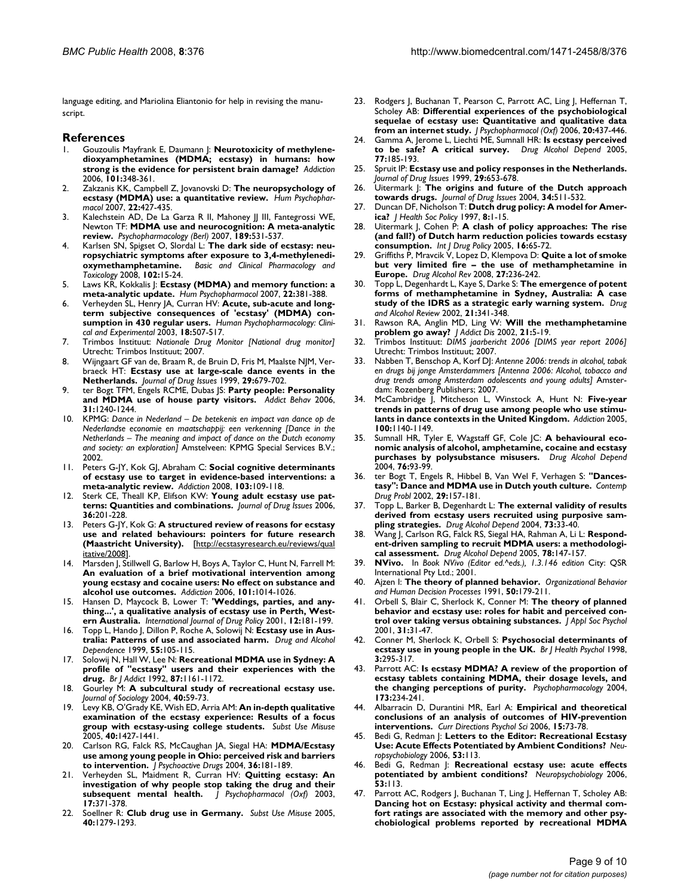language editing, and Mariolina Eliantonio for help in revising the manuscript.

## References

1. Gouzoulis Mayfrank E, Daumann J: **Neurotoxicity of methylenedioxyamphetamines (MDMA; ecstasy) in humans: how strong is the evidence for persistent brain damage?** *Addiction* 2006, **101:**348-361.
2. Zakzanis KK, Campbell Z, Jovanovski D: **The neuropsychology of ecstasy (MDMA) use: a quantitative review.** *Hum Psychopharmacol* 2007, **22:**427-435.
3. Kalechstein AD, De La Garza R II, Mahoney JJ III, Fantegrossi WE, Newton TF: **MDMA use and neurocognition: A meta-analytic review.** *Psychopharmacology (Berl)* 2007, **189:**531-537.
4. Karlsen SN, Spigset O, Slordal L: **The dark side of ecstasy: neuropsychiatric symptoms after exposure to 3,4-methylenedioxymethamphetamine.** *Basic and Clinical Pharmacology and Toxicology* 2008, **102:**15-24.
5. Laws KR, Kokkalis J: **Ecstasy (MDMA) and memory function: a meta-analytic update.** *Hum Psychopharmacol* 2007, **22:**381-388.
6. Verheyden SL, Henry JA, Curran HV: **Acute, sub-acute and long-term subjective consequences of 'ecstasy' (MDMA) consumption in 430 regular users.** *Human Psychopharmacology: Clinical and Experimental* 2003, **18:**507-517.
7. Trimbos Instituut: *Nationale Drug Monitor [National drug monitor]* Utrecht: Trimbos Instituut; 2007.
8. Wijngaart GF van de, Braam R, de Bruin D, Fris M, Maalste NJM, Verbraeck HT: **Ecstasy use at large-scale dance events in the Netherlands.** *Journal of Drug Issues* 1999, **29:**679-702.
9. ter Bogt TFM, Engels RCME, Dubas JS: **Party people: Personality and MDMA use of house party visitors.** *Addict Behav* 2006, **31:**1240-1244.
10. KPMG: *Dance in Nederland – De betekenis en impact van dance op de Nederlandse economie en maatschappij: een verkenning [Dance in the Netherlands – The meaning and impact of dance on the Dutch economy and society: an exploration]* Amstelveen: KPMG Special Services B.V.; 2002.
11. Peters G-JY, Kok GJ, Abraham C: **Social cognitive determinants of ecstasy use to target in evidence-based interventions: a meta-analytic review.** *Addiction* 2008, **103:**109-118.
12. Sterk CE, Theall KP, Elifson KW: **Young adult ecstasy use patterns: Quantities and combinations.** *Journal of Drug Issues* 2006, **36:**201-228.
13. Peters G-JY, Kok G: **A structured review of reasons for ecstasy use and related behaviours: pointers for future research (Maastricht University).** [http://ecstasyresearch.eu/reviews/qualitative/2008].
14. Marsden J, Stillwell G, Barlow H, Boys A, Taylor C, Hunt N, Farrell M: **An evaluation of a brief motivational intervention among young ecstasy and cocaine users: No effect on substance and alcohol use outcomes.** *Addiction* 2006, **101:**1014-1026.
15. Hansen D, Maycock B, Lower T: **'Weddings, parties, and anything...', a qualitative analysis of ecstasy use in Perth, Western Australia.** *International Journal of Drug Policy* 2001, **12:**181-199.
16. Topp L, Hando J, Dillon P, Roche A, Solowij N: **Ecstasy use in Australia: Patterns of use and associated harm.** *Drug and Alcohol Dependence* 1999, **55:**105-115.
17. Solowij N, Hall W, Lee N: **Recreational MDMA use in Sydney: A profile of "ecstasy" users and their experiences with the drug.** *Br J Addict* 1992, **87:**1161-1172.
18. Gourley M: **A subcultural study of recreational ecstasy use.** *Journal of Sociology* 2004, **40:**59-73.
19. Levy KB, O'Grady KE, Wish ED, Arria AM: **An in-depth qualitative examination of the ecstasy experience: Results of a focus group with ecstasy-using college students.** *Subst Use Misuse* 2005, **40:**1427-1441.
20. Carlson RG, Falck RS, McCaughan JA, Siegal HA: **MDMA/Ecstasy use among young people in Ohio: perceived risk and barriers to intervention.** *J Psychoactive Drugs* 2004, **36:**181-189.
21. Verheyden SL, Maidment R, Curran HV: **Quitting ecstasy: An investigation of why people stop taking the drug and their subsequent mental health.** *J Psychopharmacol (Oxf)* 2003, **17:**371-378.
22. Soellner R: **Club drug use in Germany.** *Subst Use Misuse* 2005, **40:**1279-1293.
23. Rodgers J, Buchanan T, Pearson C, Parrott AC, Ling J, Heffernan T, Scholey AB: **Differential experiences of the psychobiological sequelae of ecstasy use: Quantitative and qualitative data from an internet study.** *J Psychopharmacol (Oxf)* 2006, **20:**437-446.
24. Gamma A, Jerome L, Liechti ME, Sumnall HR: **Is ecstasy perceived to be safe? A critical survey.** *Drug Alcohol Depend* 2005, **77:**185-193.
25. Spruit IP: **Ecstasy use and policy responses in the Netherlands.** *Journal of Drug Issues* 1999, **29:**653-678.
26. Uitermark J: **The origins and future of the Dutch approach towards drugs.** *Journal of Drug Issues* 2004, **34:**511-532.
27. Duncan DF, Nicholson T: **Dutch drug policy: A model for America?** *J Health Soc Policy* 1997, **8:**1-15.
28. Uitermark J, Cohen P: **A clash of policy approaches: The rise (and fall?) of Dutch harm reduction policies towards ecstasy consumption.** *Int J Drug Policy* 2005, **16:**65-72.
29. Griffiths P, Mravcik V, Lopez D, Klempova D: **Quite a lot of smoke but very limited fire – the use of methamphetamine in Europe.** *Drug Alcohol Rev* 2008, **27:**236-242.
30. Topp L, Degenhardt L, Kaye S, Darke S: **The emergence of potent forms of methamphetamine in Sydney, Australia: A case study of the IDRS as a strategic early warning system.** *Drug and Alcohol Review* 2002, **21:**341-348.
31. Rawson RA, Anglin MD, Ling W: **Will the methamphetamine problem go away?** *J Addict Dis* 2002, **21:**5-19.
32. Trimbos Instituut: *DIMS jaarbericht 2006 [DIMS year report 2006]* Utrecht: Trimbos Instituut; 2007.
33. Nabben T, Benschop A, Korf DJ: *Antenne 2006: trends in alcohol, tabak en drugs bij jonge Amsterdammers [Antenna 2006: Alcohol, tobacco and drug trends among Amsterdam adolescents and young adults]* Amsterdam: Rozenberg Publishers; 2007.
34. McCambridge J, Mitcheson L, Winstock A, Hunt N: **Five-year trends in patterns of drug use among people who use stimulants in dance contexts in the United Kingdom.** *Addiction* 2005, **100:**1140-1149.
35. Sumnall HR, Tyler E, Wagstaff GF, Cole JC: **A behavioural economic analysis of alcohol, amphetamine, cocaine and ecstasy purchases by polysubstance misusers.** *Drug Alcohol Depend* 2004, **76:**93-99.
36. ter Bogt T, Engels R, Hibbel B, Van Wel F, Verhagen S: **"Dancestasy": Dance and MDMA use in Dutch youth culture.** *Contemp Drug Probl* 2002, **29:**157-181.
37. Topp L, Barker B, Degenhardt L: **The external validity of results derived from ecstasy users recruited using purposive sampling strategies.** *Drug Alcohol Depend* 2004, **73:**33-40.
38. Wang J, Carlson RG, Falck RS, Siegal HA, Rahman A, Li L: **Respondent-driven sampling to recruit MDMA users: a methodological assessment.** *Drug Alcohol Depend* 2005, **78:**147-157.
39. **NVivo.** In *Book NVivo (Editor ed.^eds.), 1.3.146 edition* City: QSR International Pty Ltd.; 2001.
40. Ajzen I: **The theory of planned behavior.** *Organizational Behavior and Human Decision Processes* 1991, **50:**179-211.
41. Orbell S, Blair C, Sherlock K, Conner M: **The theory of planned behavior and ecstasy use: roles for habit and perceived control over taking versus obtaining substances.** *J Appl Soc Psychol* 2001, **31:**31-47.
42. Conner M, Sherlock K, Orbell S: **Psychosocial determinants of ecstasy use in young people in the UK.** *Br J Health Psychol* 1998, **3:**295-317.
43. Parrott AC: **Is ecstasy MDMA? A review of the proportion of ecstasy tablets containing MDMA, their dosage levels, and the changing perceptions of purity.** *Psychopharmacology* 2004, **173:**234-241.
44. Albarracin D, Durantini MR, Earl A: **Empirical and theoretical conclusions of an analysis of outcomes of HIV-prevention interventions.** *Curr Directions Psychol Sci* 2006, **15:**73-78.
45. Bedi G, Redman J: **Letters to the Editor: Recreational Ecstasy Use: Acute Effects Potentiated by Ambient Conditions?** *Neuropsychobiology* 2006, **53:**113.
46. Bedi G, Redman J: **Recreational ecstasy use: acute effects potentiated by ambient conditions?** *Neuropsychobiology* 2006, **53:**113.
47. Parrott AC, Rodgers J, Buchanan T, Ling J, Heffernan T, Scholey AB: **Dancing hot on Ecstasy: physical activity and thermal comfort ratings are associated with the memory and other psychobiological problems reported by recreational MDMA**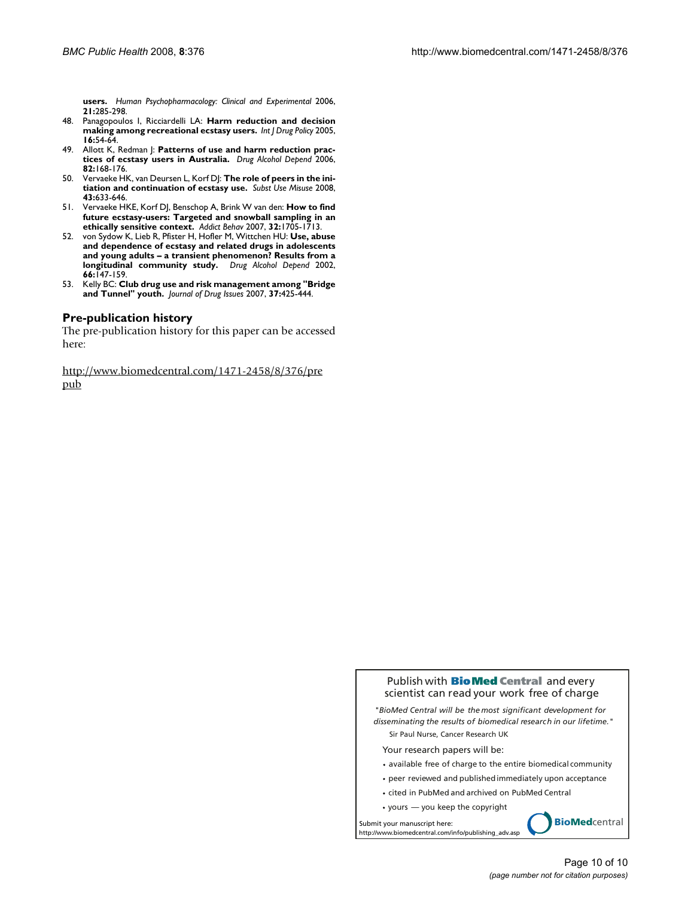**users.** *Human Psychopharmacology: Clinical and Experimental* 2006, **21:**285-298.

48. Panagopoulos I, Ricciardelli LA: **Harm reduction and decision making among recreational ecstasy users.** *Int J Drug Policy* 2005, **16:**54-64.
49. Allott K, Redman J: **Patterns of use and harm reduction practices of ecstasy users in Australia.** *Drug Alcohol Depend* 2006, **82:**168-176.
50. Vervaeke HK, van Deursen L, Korf DJ: **The role of peers in the initiation and continuation of ecstasy use.** *Subst Use Misuse* 2008, **43:**633-646.
51. Vervaeke HKE, Korf DJ, Benschop A, Brink W van den: **How to find future ecstasy-users: Targeted and snowball sampling in an ethically sensitive context.** *Addict Behav* 2007, **32:**1705-1713.
52. von Sydow K, Lieb R, Pfister H, Hofler M, Wittchen HU: **Use, abuse and dependence of ecstasy and related drugs in adolescents and young adults – a transient phenomenon? Results from a longitudinal community study.** *Drug Alcohol Depend* 2002, **66:**147-159.
53. Kelly BC: **Club drug use and risk management among "Bridge and Tunnel" youth.** *Journal of Drug Issues* 2007, **37:**425-444.

## Pre-publication history

The pre-publication history for this paper can be accessed here:

http://www.biomedcentral.com/1471-2458/8/376/prepub

Publish with **BioMed Central** and every scientist can read your work free of charge

*"BioMed Central will be the most significant development for disseminating the results of biomedical research in our lifetime."*

Sir Paul Nurse, Cancer Research UK

Your research papers will be:

- available free of charge to the entire biomedical community
- peer reviewed and published immediately upon acceptance
- cited in PubMed and archived on PubMed Central
- yours — you keep the copyright

Submit your manuscript here:
http://www.biomedcentral.com/info/publishing_adv.asp

**BioMed**central